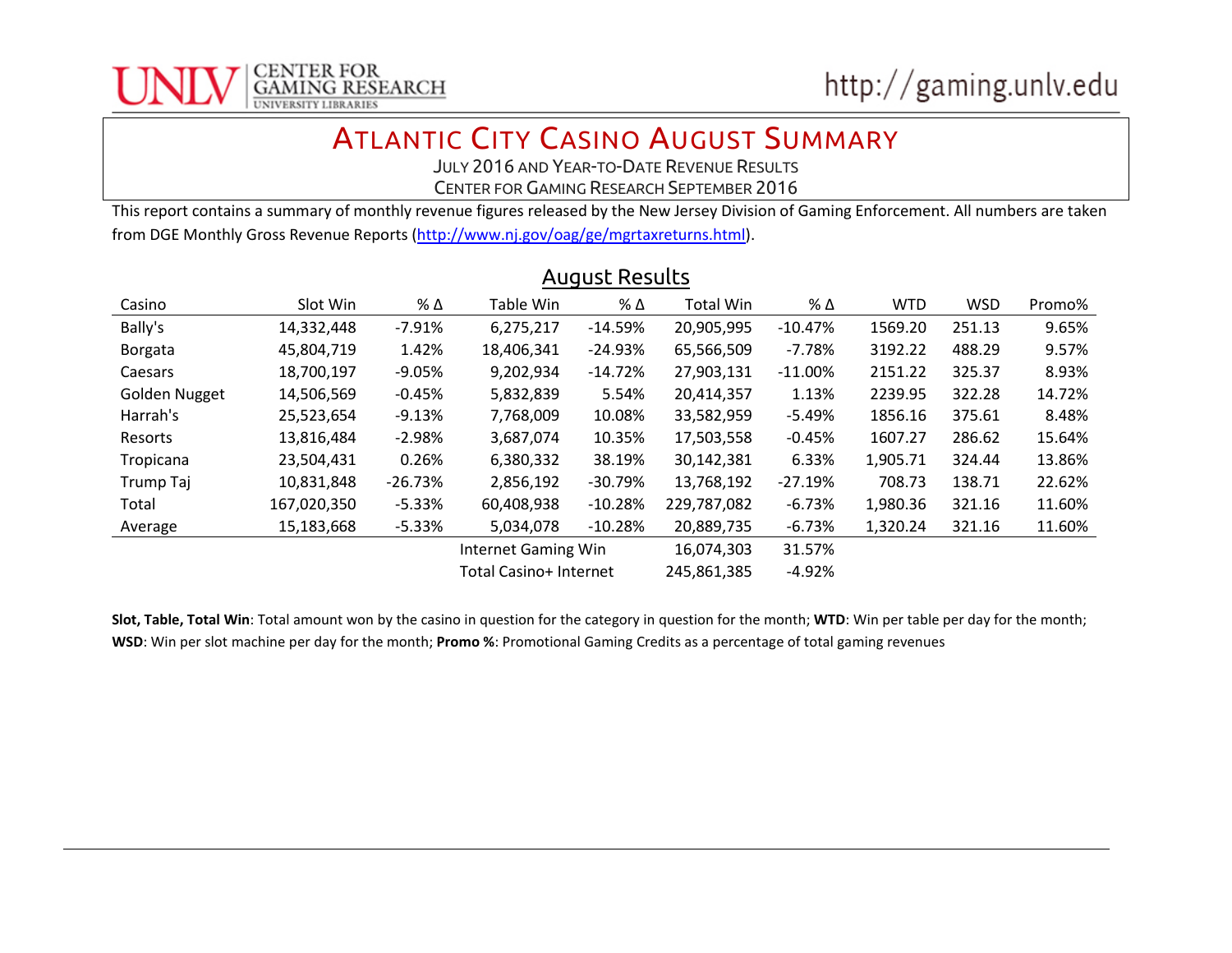# Atlantic City Casino August Summary

July 2016 and Year-to-Date Revenue Results

Center for Gaming Research September 2016

This report contains a summary of monthly revenue figures released by the New Jersey Division of Gaming Enforcement. All numbers are taken from DGE Monthly Gross Revenue Reports (http://www.nj.gov/oag/ge/mgrtaxreturns.html).

## August Results

| Casino | Slot Win | % Δ | Table Win | % Δ | Total Win | % Δ | WTD | WSD | Promo% |
|---|---|---|---|---|---|---|---|---|---|
| Bally's | 14,332,448 | -7.91% | 6,275,217 | -14.59% | 20,905,995 | -10.47% | 1569.20 | 251.13 | 9.65% |
| Borgata | 45,804,719 | 1.42% | 18,406,341 | -24.93% | 65,566,509 | -7.78% | 3192.22 | 488.29 | 9.57% |
| Caesars | 18,700,197 | -9.05% | 9,202,934 | -14.72% | 27,903,131 | -11.00% | 2151.22 | 325.37 | 8.93% |
| Golden Nugget | 14,506,569 | -0.45% | 5,832,839 | 5.54% | 20,414,357 | 1.13% | 2239.95 | 322.28 | 14.72% |
| Harrah's | 25,523,654 | -9.13% | 7,768,009 | 10.08% | 33,582,959 | -5.49% | 1856.16 | 375.61 | 8.48% |
| Resorts | 13,816,484 | -2.98% | 3,687,074 | 10.35% | 17,503,558 | -0.45% | 1607.27 | 286.62 | 15.64% |
| Tropicana | 23,504,431 | 0.26% | 6,380,332 | 38.19% | 30,142,381 | 6.33% | 1,905.71 | 324.44 | 13.86% |
| Trump Taj | 10,831,848 | -26.73% | 2,856,192 | -30.79% | 13,768,192 | -27.19% | 708.73 | 138.71 | 22.62% |
| Total | 167,020,350 | -5.33% | 60,408,938 | -10.28% | 229,787,082 | -6.73% | 1,980.36 | 321.16 | 11.60% |
| Average | 15,183,668 | -5.33% | 5,034,078 | -10.28% | 20,889,735 | -6.73% | 1,320.24 | 321.16 | 11.60% |
| | | | Internet Gaming Win | | 16,074,303 | 31.57% | | | |
| | | | Total Casino+ Internet | | 245,861,385 | -4.92% | | | |

**Slot, Table, Total Win**: Total amount won by the casino in question for the category in question for the month; **WTD**: Win per table per day for the month; **WSD**: Win per slot machine per day for the month; **Promo %**: Promotional Gaming Credits as a percentage of total gaming revenues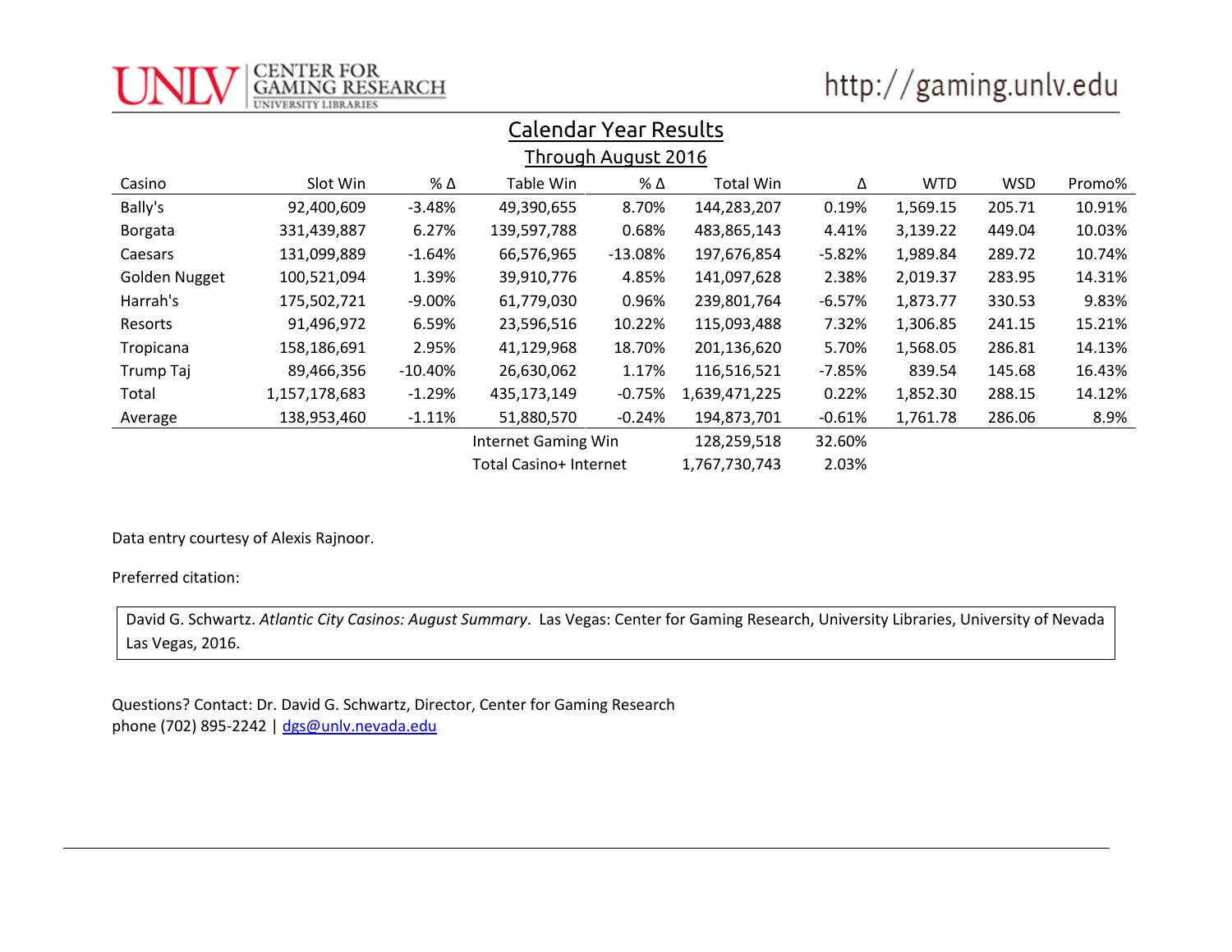# Calendar Year Results

## Through August 2016

| Casino | Slot Win | % Δ | Table Win | % Δ | Total Win | Δ | WTD | WSD | Promo% |
|---|---|---|---|---|---|---|---|---|---|
| Bally's | 92,400,609 | -3.48% | 49,390,655 | 8.70% | 144,283,207 | 0.19% | 1,569.15 | 205.71 | 10.91% |
| Borgata | 331,439,887 | 6.27% | 139,597,788 | 0.68% | 483,865,143 | 4.41% | 3,139.22 | 449.04 | 10.03% |
| Caesars | 131,099,889 | -1.64% | 66,576,965 | -13.08% | 197,676,854 | -5.82% | 1,989.84 | 289.72 | 10.74% |
| Golden Nugget | 100,521,094 | 1.39% | 39,910,776 | 4.85% | 141,097,628 | 2.38% | 2,019.37 | 283.95 | 14.31% |
| Harrah's | 175,502,721 | -9.00% | 61,779,030 | 0.96% | 239,801,764 | -6.57% | 1,873.77 | 330.53 | 9.83% |
| Resorts | 91,496,972 | 6.59% | 23,596,516 | 10.22% | 115,093,488 | 7.32% | 1,306.85 | 241.15 | 15.21% |
| Tropicana | 158,186,691 | 2.95% | 41,129,968 | 18.70% | 201,136,620 | 5.70% | 1,568.05 | 286.81 | 14.13% |
| Trump Taj | 89,466,356 | -10.40% | 26,630,062 | 1.17% | 116,516,521 | -7.85% | 839.54 | 145.68 | 16.43% |
| Total | 1,157,178,683 | -1.29% | 435,173,149 | -0.75% | 1,639,471,225 | 0.22% | 1,852.30 | 288.15 | 14.12% |
| Average | 138,953,460 | -1.11% | 51,880,570 | -0.24% | 194,873,701 | -0.61% | 1,761.78 | 286.06 | 8.9% |
| | | | Internet Gaming Win | | 128,259,518 | 32.60% | | | |
| | | | Total Casino+ Internet | | 1,767,730,743 | 2.03% | | | |

Data entry courtesy of Alexis Rajnoor.

Preferred citation:

David G. Schwartz. *Atlantic City Casinos: August Summary*. Las Vegas: Center for Gaming Research, University Libraries, University of Nevada Las Vegas, 2016.

Questions? Contact: Dr. David G. Schwartz, Director, Center for Gaming Research
phone (702) 895-2242 | dgs@unlv.nevada.edu